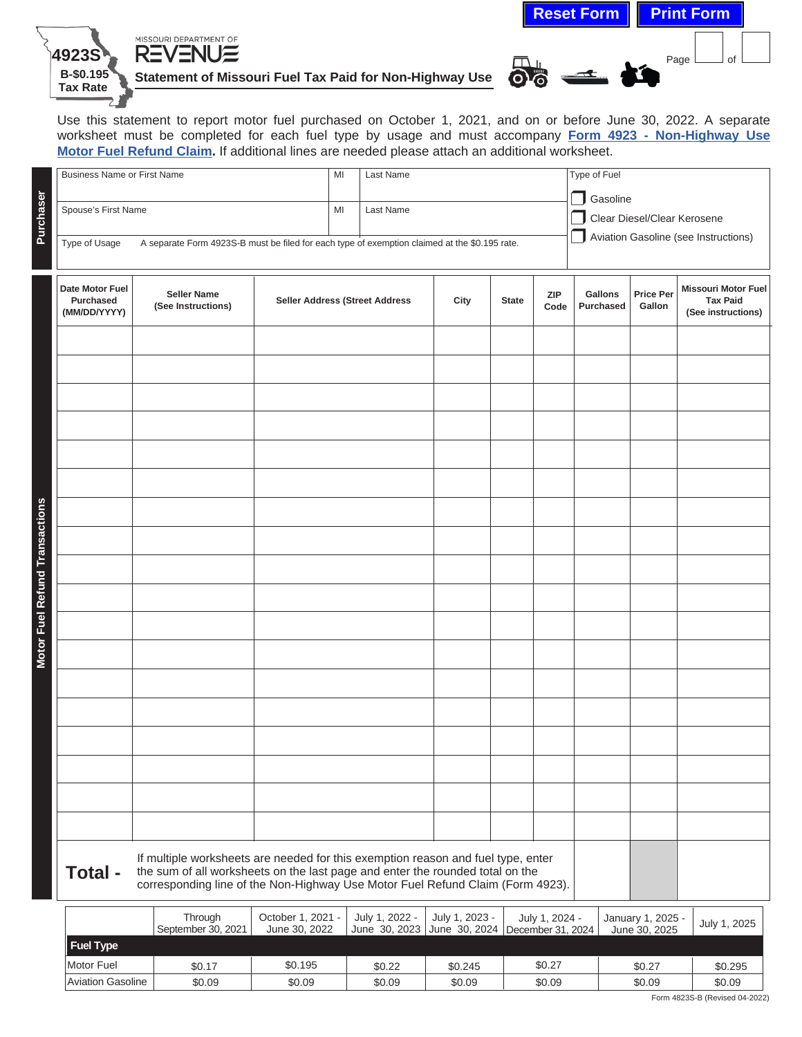Reset Form | Print Form

**4923S**
**B-$0.195 Tax Rate**

MISSOURI DEPARTMENT OF REVENUE

# Statement of Missouri Fuel Tax Paid for Non-Highway Use

Page ___ of ___

Use this statement to report motor fuel purchased on October 1, 2021, and on or before June 30, 2022. A separate worksheet must be completed for each fuel type by usage and must accompany **Form 4923 - Non-Highway Use Motor Fuel Refund Claim.** If additional lines are needed please attach an additional worksheet.

## Purchaser

| Business Name or First Name | MI | Last Name | Type of Fuel |
|---|---|---|---|
| | | | ☐ Gasoline |
| Spouse's First Name | MI | Last Name | ☐ Clear Diesel/Clear Kerosene |
| | | | ☐ Aviation Gasoline (see Instructions) |

Type of Usage — A separate Form 4923S-B must be filed for each type of exemption claimed at the $0.195 rate.

## Motor Fuel Refund Transactions

| Date Motor Fuel Purchased (MM/DD/YYYY) | Seller Name (See Instructions) | Seller Address (Street Address | City | State | ZIP Code | Gallons Purchased | Price Per Gallon | Missouri Motor Fuel Tax Paid (See instructions) |
|---|---|---|---|---|---|---|---|---|
| | | | | | | | | |
| | | | | | | | | |
| | | | | | | | | |
| | | | | | | | | |
| | | | | | | | | |
| | | | | | | | | |
| | | | | | | | | |
| | | | | | | | | |
| | | | | | | | | |
| | | | | | | | | |
| | | | | | | | | |
| | | | | | | | | |
| | | | | | | | | |
| | | | | | | | | |
| | | | | | | | | |
| | | | | | | | | |
| | | | | | | | | |
| | | | | | | | | |
| **Total -** | If multiple worksheets are needed for this exemption reason and fuel type, enter the sum of all worksheets on the last page and enter the rounded total on the corresponding line of the Non-Highway Use Motor Fuel Refund Claim (Form 4923). | | | | | | | |

| | Through September 30, 2021 | October 1, 2021 - June 30, 2022 | July 1, 2022 - June 30, 2023 | July 1, 2023 - June 30, 2024 | July 1, 2024 - December 31, 2024 | January 1, 2025 - June 30, 2025 | July 1, 2025 |
|---|---|---|---|---|---|---|---|
| **Fuel Type** | | | | | | | |
| Motor Fuel | $0.17 | $0.195 | $0.22 | $0.245 | $0.27 | $0.27 | $0.295 |
| Aviation Gasoline | $0.09 | $0.09 | $0.09 | $0.09 | $0.09 | $0.09 | $0.09 |

Form 4823S-B (Revised 04-2022)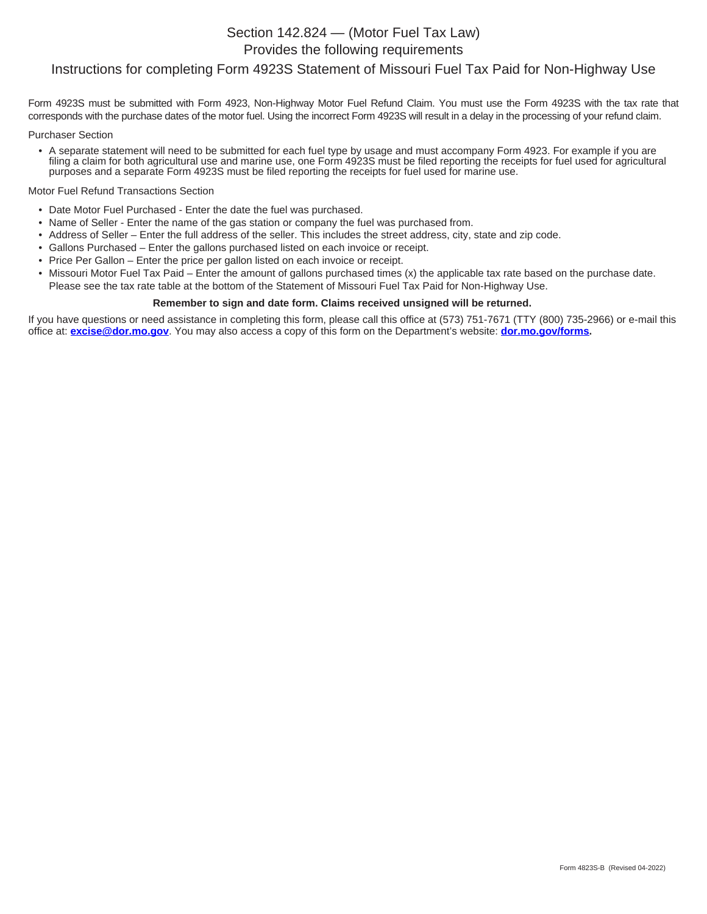# Section 142.824 — (Motor Fuel Tax Law)

## Provides the following requirements

## Instructions for completing Form 4923S Statement of Missouri Fuel Tax Paid for Non-Highway Use

Form 4923S must be submitted with Form 4923, Non-Highway Motor Fuel Refund Claim. You must use the Form 4923S with the tax rate that corresponds with the purchase dates of the motor fuel. Using the incorrect Form 4923S will result in a delay in the processing of your refund claim.

Purchaser Section

- A separate statement will need to be submitted for each fuel type by usage and must accompany Form 4923. For example if you are filing a claim for both agricultural use and marine use, one Form 4923S must be filed reporting the receipts for fuel used for agricultural purposes and a separate Form 4923S must be filed reporting the receipts for fuel used for marine use.

Motor Fuel Refund Transactions Section

- Date Motor Fuel Purchased - Enter the date the fuel was purchased.
- Name of Seller - Enter the name of the gas station or company the fuel was purchased from.
- Address of Seller – Enter the full address of the seller. This includes the street address, city, state and zip code.
- Gallons Purchased – Enter the gallons purchased listed on each invoice or receipt.
- Price Per Gallon – Enter the price per gallon listed on each invoice or receipt.
- Missouri Motor Fuel Tax Paid – Enter the amount of gallons purchased times (x) the applicable tax rate based on the purchase date. Please see the tax rate table at the bottom of the Statement of Missouri Fuel Tax Paid for Non-Highway Use.

**Remember to sign and date form. Claims received unsigned will be returned.**

If you have questions or need assistance in completing this form, please call this office at (573) 751-7671 (TTY (800) 735-2966) or e-mail this office at: **excise@dor.mo.gov**. You may also access a copy of this form on the Department's website: **dor.mo.gov/forms.**

Form 4823S-B (Revised 04-2022)